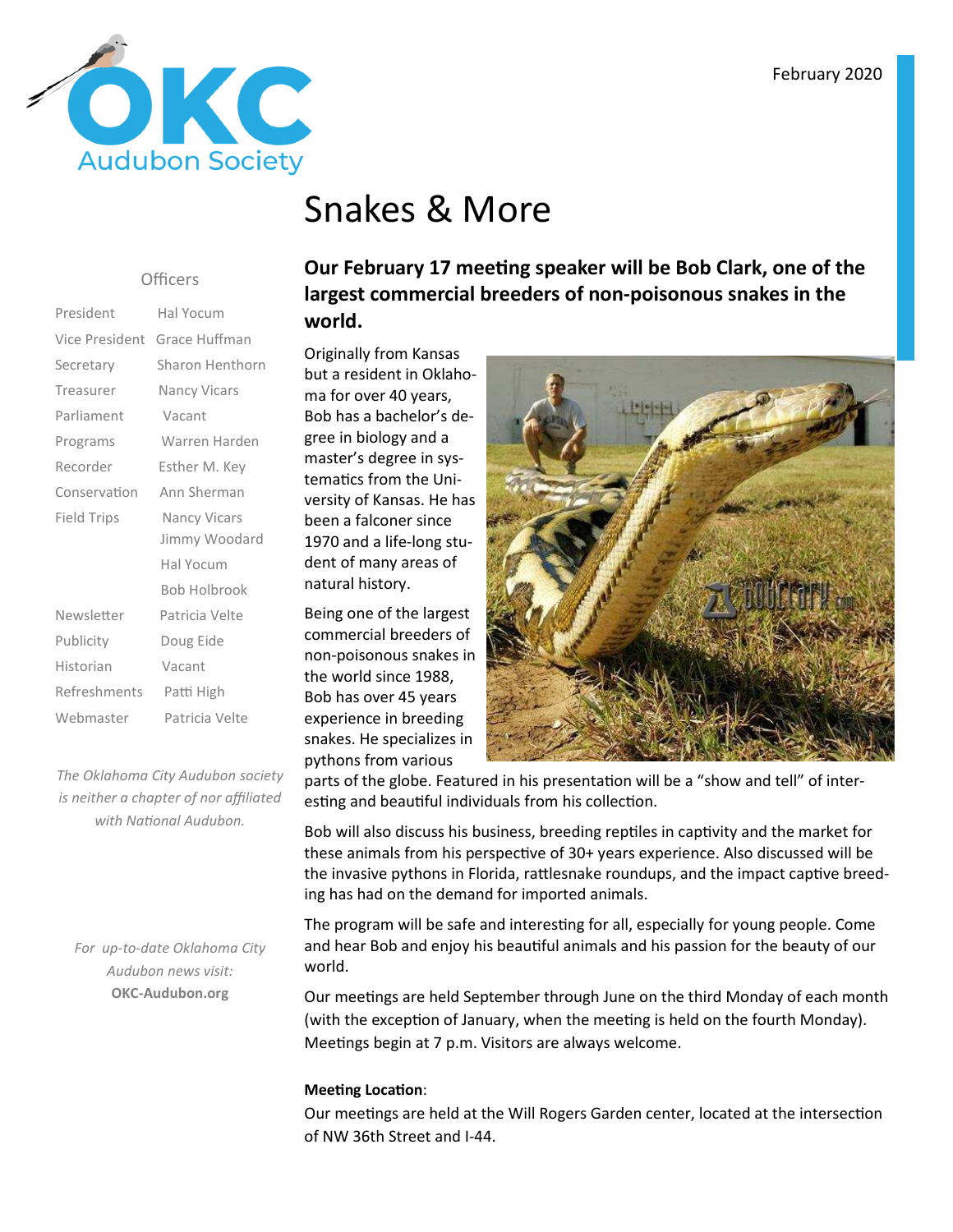OKC Audubon Society

February 2020

# Snakes & More

**Our February 17 meeting speaker will be Bob Clark, one of the largest commercial breeders of non-poisonous snakes in the world.**

Originally from Kansas but a resident in Oklahoma for over 40 years, Bob has a bachelor's degree in biology and a master's degree in systematics from the University of Kansas. He has been a falconer since 1970 and a life-long student of many areas of natural history.

Being one of the largest commercial breeders of non-poisonous snakes in the world since 1988, Bob has over 45 years experience in breeding snakes. He specializes in pythons from various parts of the globe. Featured in his presentation will be a "show and tell" of interesting and beautiful individuals from his collection.

Bob will also discuss his business, breeding reptiles in captivity and the market for these animals from his perspective of 30+ years experience. Also discussed will be the invasive pythons in Florida, rattlesnake roundups, and the impact captive breeding has had on the demand for imported animals.

The program will be safe and interesting for all, especially for young people. Come and hear Bob and enjoy his beautiful animals and his passion for the beauty of our world.

Our meetings are held September through June on the third Monday of each month (with the exception of January, when the meeting is held on the fourth Monday). Meetings begin at 7 p.m. Visitors are always welcome.

**Meeting Location**:

Our meetings are held at the Will Rogers Garden center, located at the intersection of NW 36th Street and I-44.

## Officers

| | |
|---|---|
| President | Hal Yocum |
| Vice President | Grace Huffman |
| Secretary | Sharon Henthorn |
| Treasurer | Nancy Vicars |
| Parliament | Vacant |
| Programs | Warren Harden |
| Recorder | Esther M. Key |
| Conservation | Ann Sherman |
| Field Trips | Nancy Vicars |
| | Jimmy Woodard |
| | Hal Yocum |
| | Bob Holbrook |
| Newsletter | Patricia Velte |
| Publicity | Doug Eide |
| Historian | Vacant |
| Refreshments | Patti High |
| Webmaster | Patricia Velte |

*The Oklahoma City Audubon society is neither a chapter of nor affiliated with National Audubon.*

*For up-to-date Oklahoma City Audubon news visit:*
**OKC-Audubon.org**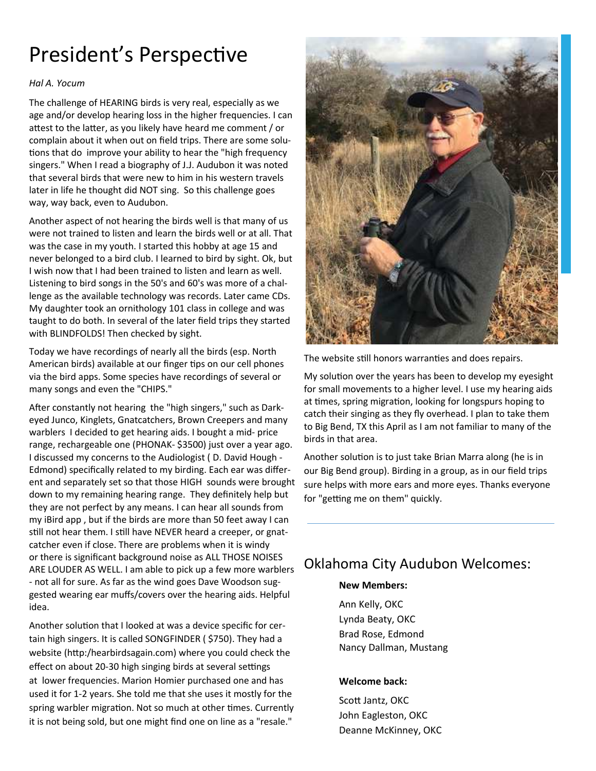# President's Perspective

*Hal A. Yocum*

The challenge of HEARING birds is very real, especially as we age and/or develop hearing loss in the higher frequencies. I can attest to the latter, as you likely have heard me comment / or complain about it when out on field trips. There are some solutions that do improve your ability to hear the "high frequency singers." When I read a biography of J.J. Audubon it was noted that several birds that were new to him in his western travels later in life he thought did NOT sing. So this challenge goes way, way back, even to Audubon.

Another aspect of not hearing the birds well is that many of us were not trained to listen and learn the birds well or at all. That was the case in my youth. I started this hobby at age 15 and never belonged to a bird club. I learned to bird by sight. Ok, but I wish now that I had been trained to listen and learn as well. Listening to bird songs in the 50's and 60's was more of a challenge as the available technology was records. Later came CDs. My daughter took an ornithology 101 class in college and was taught to do both. In several of the later field trips they started with BLINDFOLDS! Then checked by sight.

Today we have recordings of nearly all the birds (esp. North American birds) available at our finger tips on our cell phones via the bird apps. Some species have recordings of several or many songs and even the "CHIPS."

After constantly not hearing the "high singers," such as Dark-eyed Junco, Kinglets, Gnatcatchers, Brown Creepers and many warblers I decided to get hearing aids. I bought a mid- price range, rechargeable one (PHONAK- $3500) just over a year ago. I discussed my concerns to the Audiologist ( D. David Hough - Edmond) specifically related to my birding. Each ear was different and separately set so that those HIGH sounds were brought down to my remaining hearing range. They definitely help but they are not perfect by any means. I can hear all sounds from my iBird app , but if the birds are more than 50 feet away I can still not hear them. I still have NEVER heard a creeper, or gnatcatcher even if close. There are problems when it is windy or there is significant background noise as ALL THOSE NOISES ARE LOUDER AS WELL. I am able to pick up a few more warblers - not all for sure. As far as the wind goes Dave Woodson suggested wearing ear muffs/covers over the hearing aids. Helpful idea.

Another solution that I looked at was a device specific for certain high singers. It is called SONGFINDER ( $750). They had a website (http:/hearbirdsagain.com) where you could check the effect on about 20-30 high singing birds at several settings at lower frequencies. Marion Homier purchased one and has used it for 1-2 years. She told me that she uses it mostly for the spring warbler migration. Not so much at other times. Currently it is not being sold, but one might find one on line as a "resale." The website still honors warranties and does repairs.

My solution over the years has been to develop my eyesight for small movements to a higher level. I use my hearing aids at times, spring migration, looking for longspurs hoping to catch their singing as they fly overhead. I plan to take them to Big Bend, TX this April as I am not familiar to many of the birds in that area.

Another solution is to just take Brian Marra along (he is in our Big Bend group). Birding in a group, as in our field trips sure helps with more ears and more eyes. Thanks everyone for "getting me on them" quickly.

## Oklahoma City Audubon Welcomes:

**New Members:**

Ann Kelly, OKC
Lynda Beaty, OKC
Brad Rose, Edmond
Nancy Dallman, Mustang

**Welcome back:**

Scott Jantz, OKC
John Eagleston, OKC
Deanne McKinney, OKC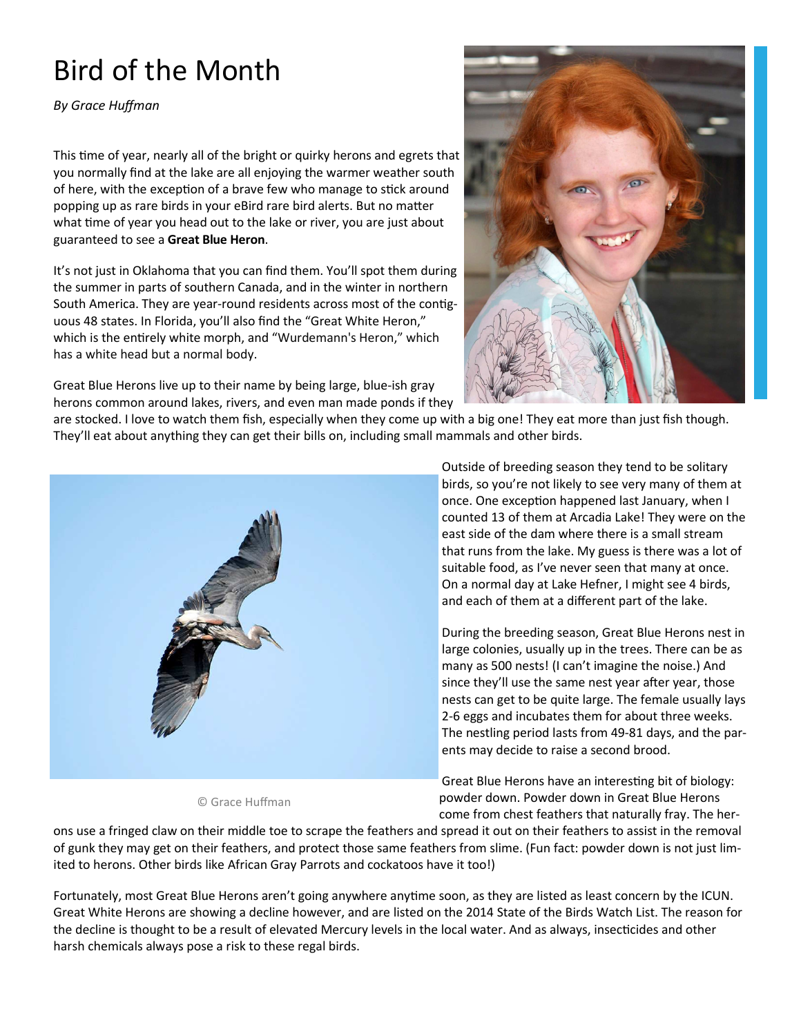# Bird of the Month

*By Grace Huffman*

This time of year, nearly all of the bright or quirky herons and egrets that you normally find at the lake are all enjoying the warmer weather south of here, with the exception of a brave few who manage to stick around popping up as rare birds in your eBird rare bird alerts. But no matter what time of year you head out to the lake or river, you are just about guaranteed to see a **Great Blue Heron**.

It's not just in Oklahoma that you can find them. You'll spot them during the summer in parts of southern Canada, and in the winter in northern South America. They are year-round residents across most of the contiguous 48 states. In Florida, you'll also find the "Great White Heron," which is the entirely white morph, and "Wurdemann's Heron," which has a white head but a normal body.

Great Blue Herons live up to their name by being large, blue-ish gray herons common around lakes, rivers, and even man made ponds if they are stocked. I love to watch them fish, especially when they come up with a big one! They eat more than just fish though. They'll eat about anything they can get their bills on, including small mammals and other birds.

© Grace Huffman

Outside of breeding season they tend to be solitary birds, so you're not likely to see very many of them at once. One exception happened last January, when I counted 13 of them at Arcadia Lake! They were on the east side of the dam where there is a small stream that runs from the lake. My guess is there was a lot of suitable food, as I've never seen that many at once. On a normal day at Lake Hefner, I might see 4 birds, and each of them at a different part of the lake.

During the breeding season, Great Blue Herons nest in large colonies, usually up in the trees. There can be as many as 500 nests! (I can't imagine the noise.) And since they'll use the same nest year after year, those nests can get to be quite large. The female usually lays 2-6 eggs and incubates them for about three weeks. The nestling period lasts from 49-81 days, and the parents may decide to raise a second brood.

Great Blue Herons have an interesting bit of biology: powder down. Powder down in Great Blue Herons come from chest feathers that naturally fray. The herons use a fringed claw on their middle toe to scrape the feathers and spread it out on their feathers to assist in the removal of gunk they may get on their feathers, and protect those same feathers from slime. (Fun fact: powder down is not just limited to herons. Other birds like African Gray Parrots and cockatoos have it too!)

Fortunately, most Great Blue Herons aren't going anywhere anytime soon, as they are listed as least concern by the ICUN. Great White Herons are showing a decline however, and are listed on the 2014 State of the Birds Watch List. The reason for the decline is thought to be a result of elevated Mercury levels in the local water. And as always, insecticides and other harsh chemicals always pose a risk to these regal birds.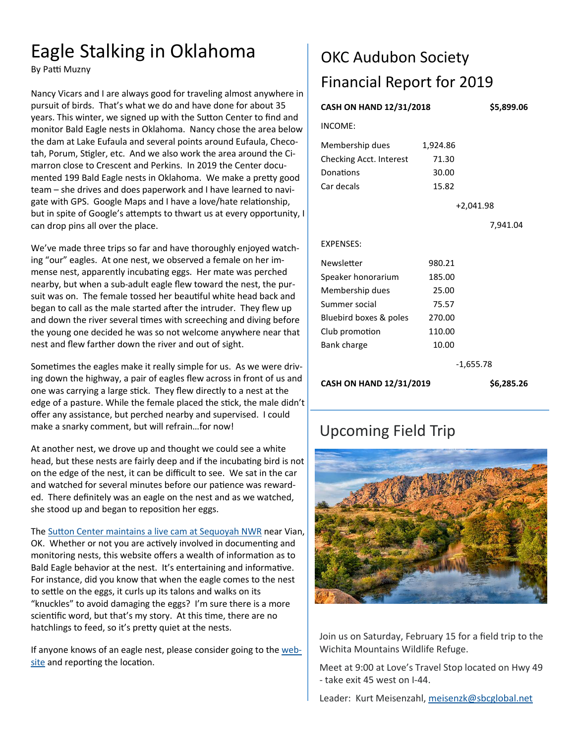# Eagle Stalking in Oklahoma

By Patti Muzny

Nancy Vicars and I are always good for traveling almost anywhere in pursuit of birds. That's what we do and have done for about 35 years. This winter, we signed up with the Sutton Center to find and monitor Bald Eagle nests in Oklahoma. Nancy chose the area below the dam at Lake Eufaula and several points around Eufaula, Checotah, Porum, Stigler, etc. And we also work the area around the Cimarron close to Crescent and Perkins. In 2019 the Center documented 199 Bald Eagle nests in Oklahoma. We make a pretty good team – she drives and does paperwork and I have learned to navigate with GPS. Google Maps and I have a love/hate relationship, but in spite of Google's attempts to thwart us at every opportunity, I can drop pins all over the place.

We've made three trips so far and have thoroughly enjoyed watching "our" eagles. At one nest, we observed a female on her immense nest, apparently incubating eggs. Her mate was perched nearby, but when a sub-adult eagle flew toward the nest, the pursuit was on. The female tossed her beautiful white head back and began to call as the male started after the intruder. They flew up and down the river several times with screeching and diving before the young one decided he was so not welcome anywhere near that nest and flew farther down the river and out of sight.

Sometimes the eagles make it really simple for us. As we were driving down the highway, a pair of eagles flew across in front of us and one was carrying a large stick. They flew directly to a nest at the edge of a pasture. While the female placed the stick, the male didn't offer any assistance, but perched nearby and supervised. I could make a snarky comment, but will refrain…for now!

At another nest, we drove up and thought we could see a white head, but these nests are fairly deep and if the incubating bird is not on the edge of the nest, it can be difficult to see. We sat in the car and watched for several minutes before our patience was rewarded. There definitely was an eagle on the nest and as we watched, she stood up and began to reposition her eggs.

The Sutton Center maintains a live cam at Sequoyah NWR near Vian, OK. Whether or not you are actively involved in documenting and monitoring nests, this website offers a wealth of information as to Bald Eagle behavior at the nest. It's entertaining and informative. For instance, did you know that when the eagle comes to the nest to settle on the eggs, it curls up its talons and walks on its "knuckles" to avoid damaging the eggs? I'm sure there is a more scientific word, but that's my story. At this time, there are no hatchlings to feed, so it's pretty quiet at the nests.

If anyone knows of an eagle nest, please consider going to the website and reporting the location.

# OKC Audubon Society Financial Report for 2019

| | | |
|---|---|---|
| **CASH ON HAND 12/31/2018** | | **$5,899.06** |
| INCOME: | | |
| Membership dues | 1,924.86 | |
| Checking Acct. Interest | 71.30 | |
| Donations | 30.00 | |
| Car decals | 15.82 | |
| | +2,041.98 | |
| | | 7,941.04 |
| EXPENSES: | | |
| Newsletter | 980.21 | |
| Speaker honorarium | 185.00 | |
| Membership dues | 25.00 | |
| Summer social | 75.57 | |
| Bluebird boxes & poles | 270.00 | |
| Club promotion | 110.00 | |
| Bank charge | 10.00 | |
| | -1,655.78 | |
| **CASH ON HAND 12/31/2019** | | **$6,285.26** |

# Upcoming Field Trip

Join us on Saturday, February 15 for a field trip to the Wichita Mountains Wildlife Refuge.

Meet at 9:00 at Love's Travel Stop located on Hwy 49 - take exit 45 west on I-44.

Leader: Kurt Meisenzahl, meisenzk@sbcglobal.net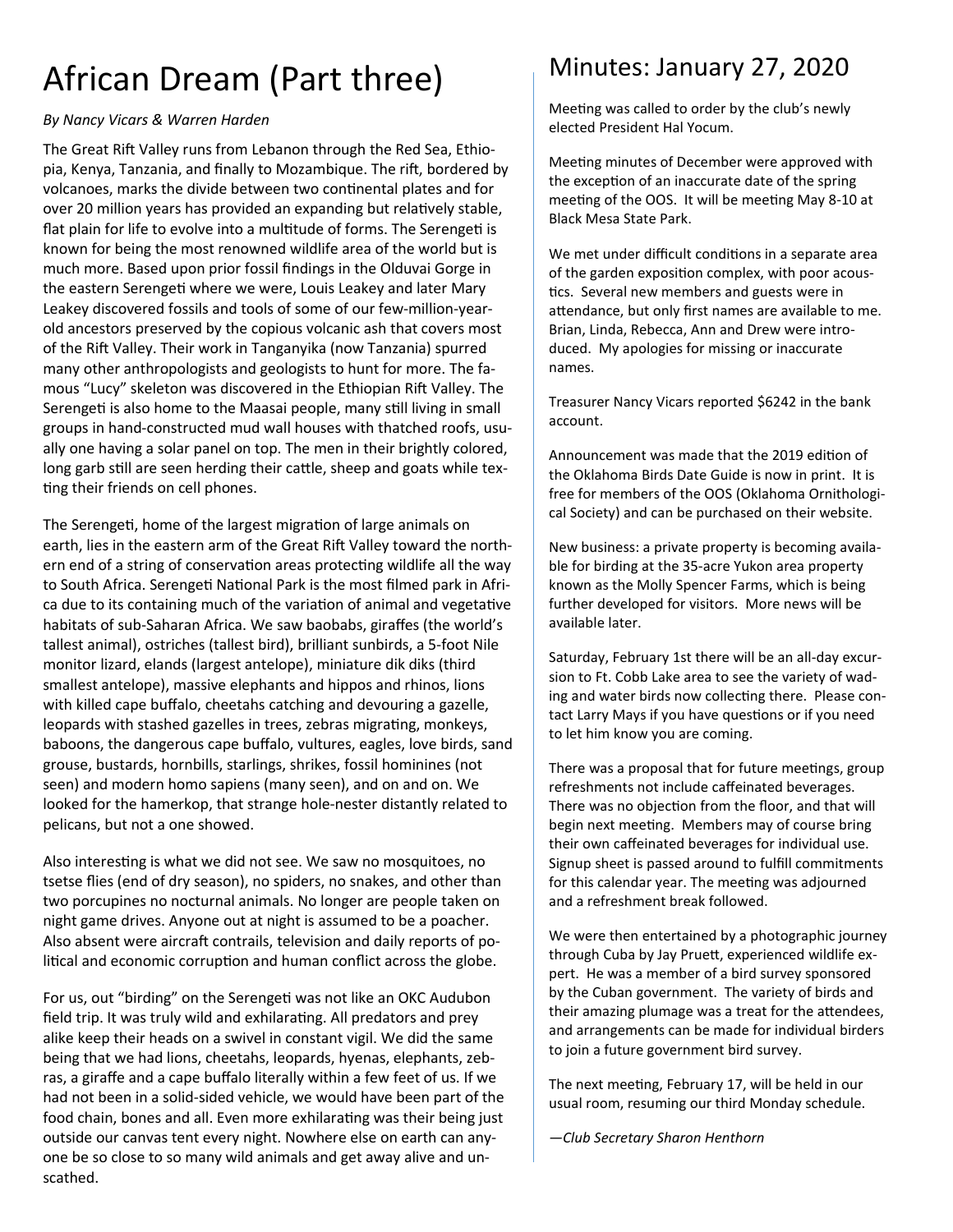# African Dream (Part three)

*By Nancy Vicars & Warren Harden*

The Great Rift Valley runs from Lebanon through the Red Sea, Ethiopia, Kenya, Tanzania, and finally to Mozambique. The rift, bordered by volcanoes, marks the divide between two continental plates and for over 20 million years has provided an expanding but relatively stable, flat plain for life to evolve into a multitude of forms. The Serengeti is known for being the most renowned wildlife area of the world but is much more. Based upon prior fossil findings in the Olduvai Gorge in the eastern Serengeti where we were, Louis Leakey and later Mary Leakey discovered fossils and tools of some of our few-million-year-old ancestors preserved by the copious volcanic ash that covers most of the Rift Valley. Their work in Tanganyika (now Tanzania) spurred many other anthropologists and geologists to hunt for more. The famous "Lucy" skeleton was discovered in the Ethiopian Rift Valley. The Serengeti is also home to the Maasai people, many still living in small groups in hand-constructed mud wall houses with thatched roofs, usually one having a solar panel on top. The men in their brightly colored, long garb still are seen herding their cattle, sheep and goats while texting their friends on cell phones.

The Serengeti, home of the largest migration of large animals on earth, lies in the eastern arm of the Great Rift Valley toward the northern end of a string of conservation areas protecting wildlife all the way to South Africa. Serengeti National Park is the most filmed park in Africa due to its containing much of the variation of animal and vegetative habitats of sub-Saharan Africa. We saw baobabs, giraffes (the world's tallest animal), ostriches (tallest bird), brilliant sunbirds, a 5-foot Nile monitor lizard, elands (largest antelope), miniature dik diks (third smallest antelope), massive elephants and hippos and rhinos, lions with killed cape buffalo, cheetahs catching and devouring a gazelle, leopards with stashed gazelles in trees, zebras migrating, monkeys, baboons, the dangerous cape buffalo, vultures, eagles, love birds, sand grouse, bustards, hornbills, starlings, shrikes, fossil hominines (not seen) and modern homo sapiens (many seen), and on and on. We looked for the hamerkop, that strange hole-nester distantly related to pelicans, but not a one showed.

Also interesting is what we did not see. We saw no mosquitoes, no tsetse flies (end of dry season), no spiders, no snakes, and other than two porcupines no nocturnal animals. No longer are people taken on night game drives. Anyone out at night is assumed to be a poacher. Also absent were aircraft contrails, television and daily reports of political and economic corruption and human conflict across the globe.

For us, out "birding" on the Serengeti was not like an OKC Audubon field trip. It was truly wild and exhilarating. All predators and prey alike keep their heads on a swivel in constant vigil. We did the same being that we had lions, cheetahs, leopards, hyenas, elephants, zebras, a giraffe and a cape buffalo literally within a few feet of us. If we had not been in a solid-sided vehicle, we would have been part of the food chain, bones and all. Even more exhilarating was their being just outside our canvas tent every night. Nowhere else on earth can anyone be so close to so many wild animals and get away alive and unscathed.

# Minutes: January 27, 2020

Meeting was called to order by the club's newly elected President Hal Yocum.

Meeting minutes of December were approved with the exception of an inaccurate date of the spring meeting of the OOS. It will be meeting May 8-10 at Black Mesa State Park.

We met under difficult conditions in a separate area of the garden exposition complex, with poor acoustics. Several new members and guests were in attendance, but only first names are available to me. Brian, Linda, Rebecca, Ann and Drew were introduced. My apologies for missing or inaccurate names.

Treasurer Nancy Vicars reported $6242 in the bank account.

Announcement was made that the 2019 edition of the Oklahoma Birds Date Guide is now in print. It is free for members of the OOS (Oklahoma Ornithological Society) and can be purchased on their website.

New business: a private property is becoming available for birding at the 35-acre Yukon area property known as the Molly Spencer Farms, which is being further developed for visitors. More news will be available later.

Saturday, February 1st there will be an all-day excursion to Ft. Cobb Lake area to see the variety of wading and water birds now collecting there. Please contact Larry Mays if you have questions or if you need to let him know you are coming.

There was a proposal that for future meetings, group refreshments not include caffeinated beverages. There was no objection from the floor, and that will begin next meeting. Members may of course bring their own caffeinated beverages for individual use. Signup sheet is passed around to fulfill commitments for this calendar year. The meeting was adjourned and a refreshment break followed.

We were then entertained by a photographic journey through Cuba by Jay Pruett, experienced wildlife expert. He was a member of a bird survey sponsored by the Cuban government. The variety of birds and their amazing plumage was a treat for the attendees, and arrangements can be made for individual birders to join a future government bird survey.

The next meeting, February 17, will be held in our usual room, resuming our third Monday schedule.

*—Club Secretary Sharon Henthorn*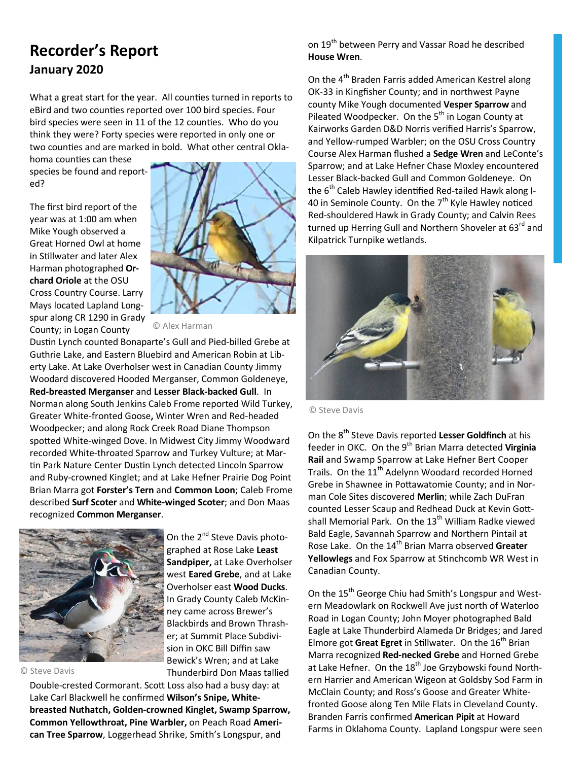# Recorder's Report

## January 2020

What a great start for the year. All counties turned in reports to eBird and two counties reported over 100 bird species. Four bird species were seen in 11 of the 12 counties. Who do you think they were? Forty species were reported in only one or two counties and are marked in bold. What other central Oklahoma counties can these species be found and reported?

The first bird report of the year was at 1:00 am when Mike Yough observed a Great Horned Owl at home in Stillwater and later Alex Harman photographed **Orchard Oriole** at the OSU Cross Country Course. Larry Mays located Lapland Longspur along CR 1290 in Grady County; in Logan County Dustin Lynch counted Bonaparte's Gull and Pied-billed Grebe at Guthrie Lake, and Eastern Bluebird and American Robin at Liberty Lake. At Lake Overholser west in Canadian County Jimmy Woodard discovered Hooded Merganser, Common Goldeneye, **Red-breasted Merganser** and **Lesser Black-backed Gull**. In Norman along South Jenkins Caleb Frome reported Wild Turkey, Greater White-fronted Goose, Winter Wren and Red-headed Woodpecker; and along Rock Creek Road Diane Thompson spotted White-winged Dove. In Midwest City Jimmy Woodward recorded White-throated Sparrow and Turkey Vulture; at Martin Park Nature Center Dustin Lynch detected Lincoln Sparrow and Ruby-crowned Kinglet; and at Lake Hefner Prairie Dog Point Brian Marra got **Forster's Tern** and **Common Loon**; Caleb Frome described **Surf Scoter** and **White-winged Scoter**; and Don Maas recognized **Common Merganser**.

© Alex Harman

On the 2nd Steve Davis photographed at Rose Lake **Least Sandpiper,** at Lake Overholser west **Eared Grebe**, and at Lake Overholser east **Wood Ducks**. In Grady County Caleb McKinney came across Brewer's Blackbirds and Brown Thrasher; at Summit Place Subdivision in OKC Bill Diffin saw Bewick's Wren; and at Lake Thunderbird Don Maas tallied Double-crested Cormorant. Scott Loss also had a busy day: at Lake Carl Blackwell he confirmed **Wilson's Snipe, White-breasted Nuthatch, Golden-crowned Kinglet, Swamp Sparrow, Common Yellowthroat, Pine Warbler,** on Peach Road **American Tree Sparrow**, Loggerhead Shrike, Smith's Longspur, and on 19th between Perry and Vassar Road he described **House Wren**.

© Steve Davis

On the 4th Braden Farris added American Kestrel along OK-33 in Kingfisher County; and in northwest Payne county Mike Yough documented **Vesper Sparrow** and Pileated Woodpecker. On the 5th in Logan County at Kairworks Garden D&D Norris verified Harris's Sparrow, and Yellow-rumped Warbler; on the OSU Cross Country Course Alex Harman flushed a **Sedge Wren** and LeConte's Sparrow; and at Lake Hefner Chase Moxley encountered Lesser Black-backed Gull and Common Goldeneye. On the 6th Caleb Hawley identified Red-tailed Hawk along I-40 in Seminole County. On the 7th Kyle Hawley noticed Red-shouldered Hawk in Grady County; and Calvin Rees turned up Herring Gull and Northern Shoveler at 63rd and Kilpatrick Turnpike wetlands.

© Steve Davis

On the 8th Steve Davis reported **Lesser Goldfinch** at his feeder in OKC. On the 9th Brian Marra detected **Virginia Rail** and Swamp Sparrow at Lake Hefner Bert Cooper Trails. On the 11th Adelynn Woodard recorded Horned Grebe in Shawnee in Pottawatomie County; and in Norman Cole Sites discovered **Merlin**; while Zach DuFran counted Lesser Scaup and Redhead Duck at Kevin Gottshall Memorial Park. On the 13th William Radke viewed Bald Eagle, Savannah Sparrow and Northern Pintail at Rose Lake. On the 14th Brian Marra observed **Greater Yellowlegs** and Fox Sparrow at Stinchcomb WR West in Canadian County.

On the 15th George Chiu had Smith's Longspur and Western Meadowlark on Rockwell Ave just north of Waterloo Road in Logan County; John Moyer photographed Bald Eagle at Lake Thunderbird Alameda Dr Bridges; and Jared Elmore got **Great Egret** in Stillwater. On the 16th Brian Marra recognized **Red-necked Grebe** and Horned Grebe at Lake Hefner. On the 18th Joe Grzybowski found Northern Harrier and American Wigeon at Goldsby Sod Farm in McClain County; and Ross's Goose and Greater White-fronted Goose along Ten Mile Flats in Cleveland County. Branden Farris confirmed **American Pipit** at Howard Farms in Oklahoma County. Lapland Longspur were seen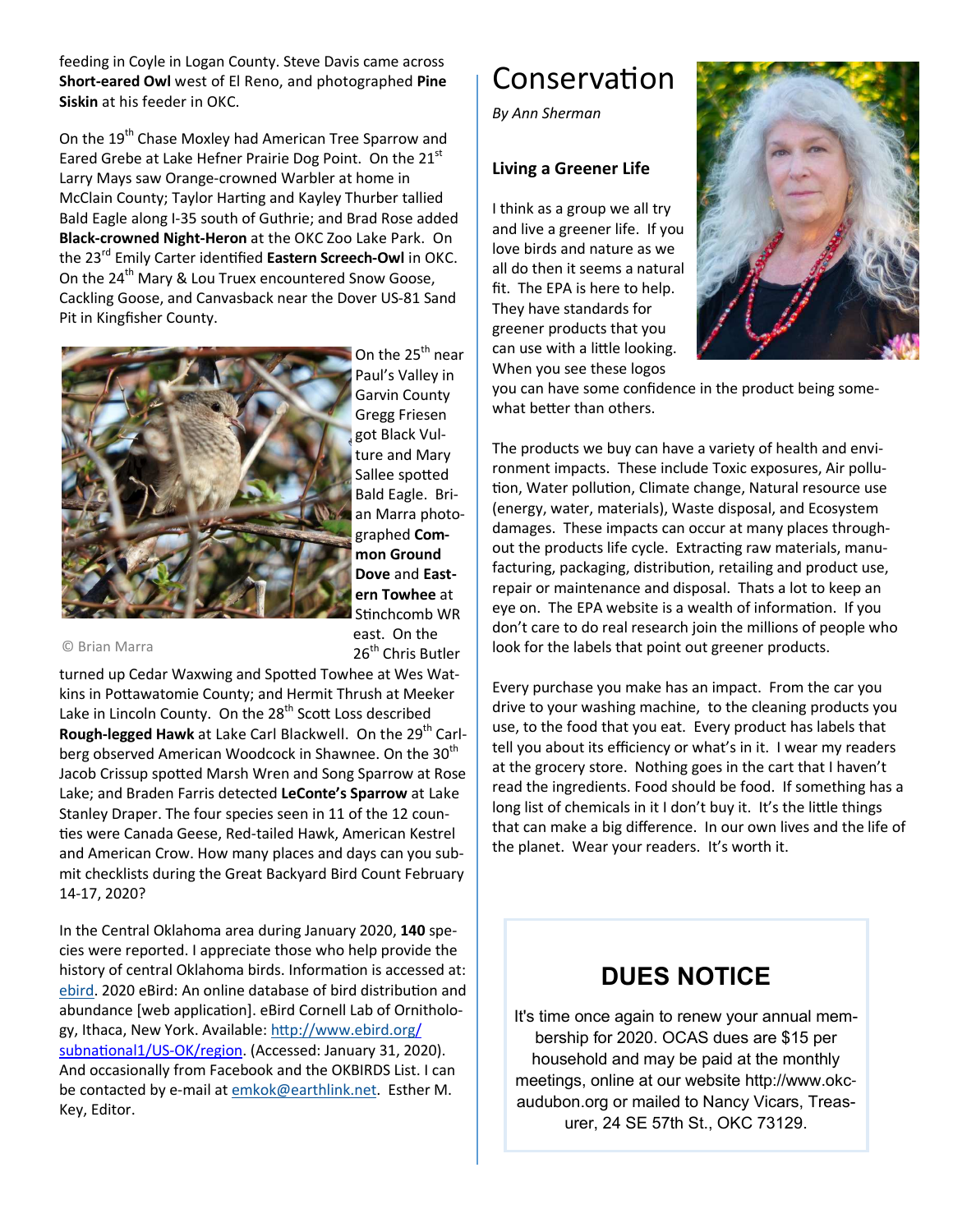feeding in Coyle in Logan County. Steve Davis came across **Short-eared Owl** west of El Reno, and photographed **Pine Siskin** at his feeder in OKC.

On the 19th Chase Moxley had American Tree Sparrow and Eared Grebe at Lake Hefner Prairie Dog Point. On the 21st Larry Mays saw Orange-crowned Warbler at home in McClain County; Taylor Harting and Kayley Thurber tallied Bald Eagle along I-35 south of Guthrie; and Brad Rose added **Black-crowned Night-Heron** at the OKC Zoo Lake Park. On the 23rd Emily Carter identified **Eastern Screech-Owl** in OKC. On the 24th Mary & Lou Truex encountered Snow Goose, Cackling Goose, and Canvasback near the Dover US-81 Sand Pit in Kingfisher County.

© Brian Marra

On the 25th near Paul's Valley in Garvin County Gregg Friesen got Black Vulture and Mary Sallee spotted Bald Eagle. Brian Marra photographed **Common Ground Dove** and **Eastern Towhee** at Stinchcomb WR east. On the 26th Chris Butler turned up Cedar Waxwing and Spotted Towhee at Wes Watkins in Pottawatomie County; and Hermit Thrush at Meeker Lake in Lincoln County. On the 28th Scott Loss described **Rough-legged Hawk** at Lake Carl Blackwell. On the 29th Carlberg observed American Woodcock in Shawnee. On the 30th Jacob Crissup spotted Marsh Wren and Song Sparrow at Rose Lake; and Braden Farris detected **LeConte's Sparrow** at Lake Stanley Draper. The four species seen in 11 of the 12 counties were Canada Geese, Red-tailed Hawk, American Kestrel and American Crow. How many places and days can you submit checklists during the Great Backyard Bird Count February 14-17, 2020?

In the Central Oklahoma area during January 2020, **140** species were reported. I appreciate those who help provide the history of central Oklahoma birds. Information is accessed at: ebird. 2020 eBird: An online database of bird distribution and abundance [web application]. eBird Cornell Lab of Ornithology, Ithaca, New York. Available: http://www.ebird.org/subnational1/US-OK/region. (Accessed: January 31, 2020). And occasionally from Facebook and the OKBIRDS List. I can be contacted by e-mail at emkok@earthlink.net. Esther M. Key, Editor.

# Conservation

*By Ann Sherman*

### Living a Greener Life

I think as a group we all try and live a greener life. If you love birds and nature as we all do then it seems a natural fit. The EPA is here to help. They have standards for greener products that you can use with a little looking. When you see these logos you can have some confidence in the product being somewhat better than others.

The products we buy can have a variety of health and environment impacts. These include Toxic exposures, Air pollution, Water pollution, Climate change, Natural resource use (energy, water, materials), Waste disposal, and Ecosystem damages. These impacts can occur at many places throughout the products life cycle. Extracting raw materials, manufacturing, packaging, distribution, retailing and product use, repair or maintenance and disposal. Thats a lot to keep an eye on. The EPA website is a wealth of information. If you don't care to do real research join the millions of people who look for the labels that point out greener products.

Every purchase you make has an impact. From the car you drive to your washing machine, to the cleaning products you use, to the food that you eat. Every product has labels that tell you about its efficiency or what's in it. I wear my readers at the grocery store. Nothing goes in the cart that I haven't read the ingredients. Food should be food. If something has a long list of chemicals in it I don't buy it. It's the little things that can make a big difference. In our own lives and the life of the planet. Wear your readers. It's worth it.

## DUES NOTICE

It's time once again to renew your annual membership for 2020. OCAS dues are $15 per household and may be paid at the monthly meetings, online at our website http://www.okc-audubon.org or mailed to Nancy Vicars, Treasurer, 24 SE 57th St., OKC 73129.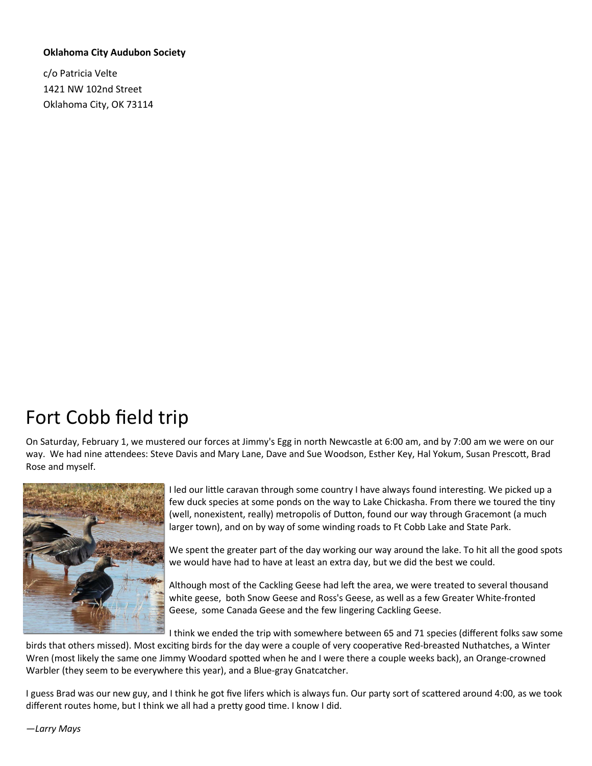**Oklahoma City Audubon Society**

c/o Patricia Velte
1421 NW 102nd Street
Oklahoma City, OK 73114

# Fort Cobb field trip

On Saturday, February 1, we mustered our forces at Jimmy's Egg in north Newcastle at 6:00 am, and by 7:00 am we were on our way. We had nine attendees: Steve Davis and Mary Lane, Dave and Sue Woodson, Esther Key, Hal Yokum, Susan Prescott, Brad Rose and myself.

I led our little caravan through some country I have always found interesting. We picked up a few duck species at some ponds on the way to Lake Chickasha. From there we toured the tiny (well, nonexistent, really) metropolis of Dutton, found our way through Gracemont (a much larger town), and on by way of some winding roads to Ft Cobb Lake and State Park.

We spent the greater part of the day working our way around the lake. To hit all the good spots we would have had to have at least an extra day, but we did the best we could.

Although most of the Cackling Geese had left the area, we were treated to several thousand white geese, both Snow Geese and Ross's Geese, as well as a few Greater White-fronted Geese, some Canada Geese and the few lingering Cackling Geese.

I think we ended the trip with somewhere between 65 and 71 species (different folks saw some birds that others missed). Most exciting birds for the day were a couple of very cooperative Red-breasted Nuthatches, a Winter Wren (most likely the same one Jimmy Woodard spotted when he and I were there a couple weeks back), an Orange-crowned Warbler (they seem to be everywhere this year), and a Blue-gray Gnatcatcher.

I guess Brad was our new guy, and I think he got five lifers which is always fun. Our party sort of scattered around 4:00, as we took different routes home, but I think we all had a pretty good time. I know I did.

*—Larry Mays*